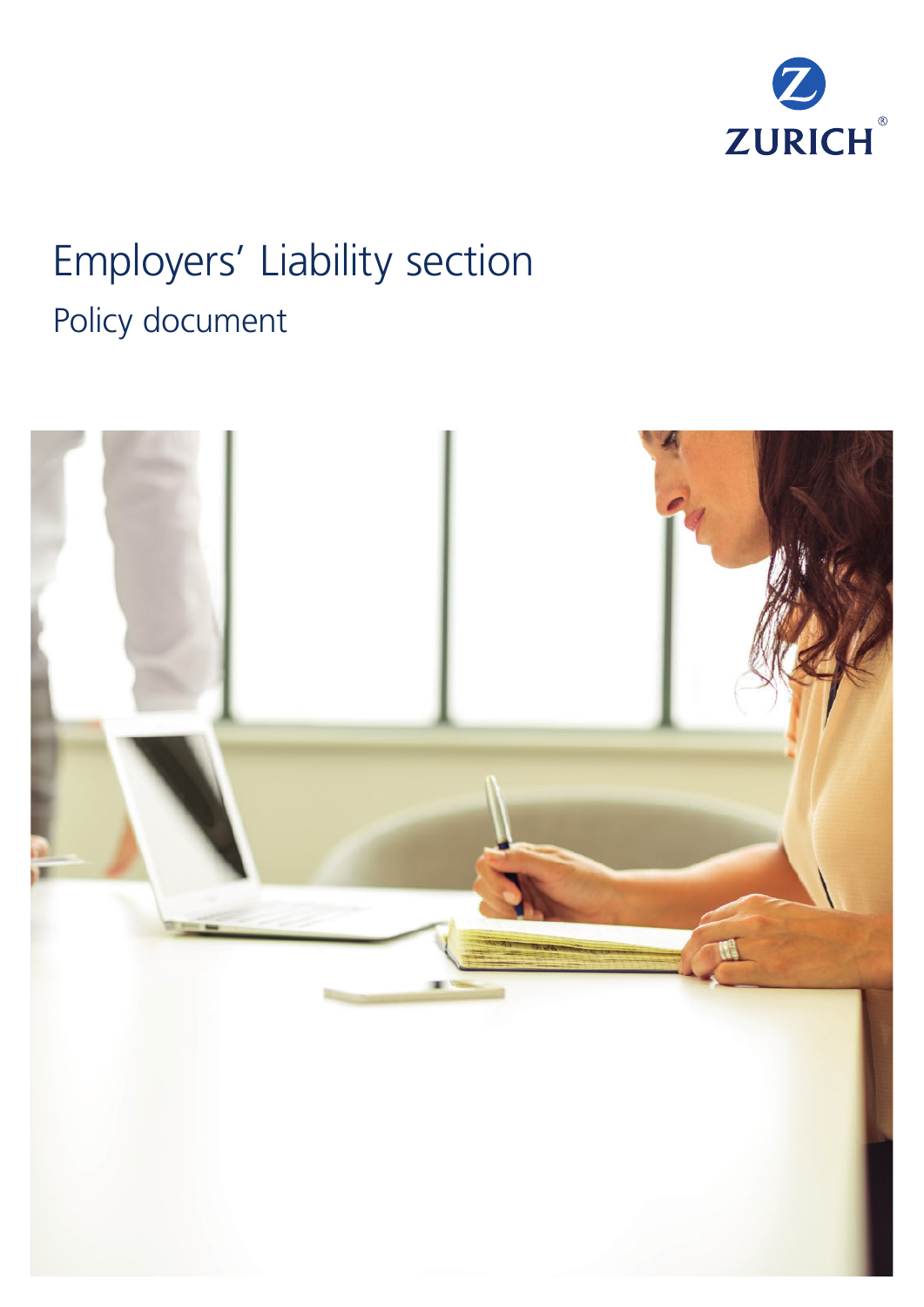ZURICH

# Employers' Liability section

## Policy document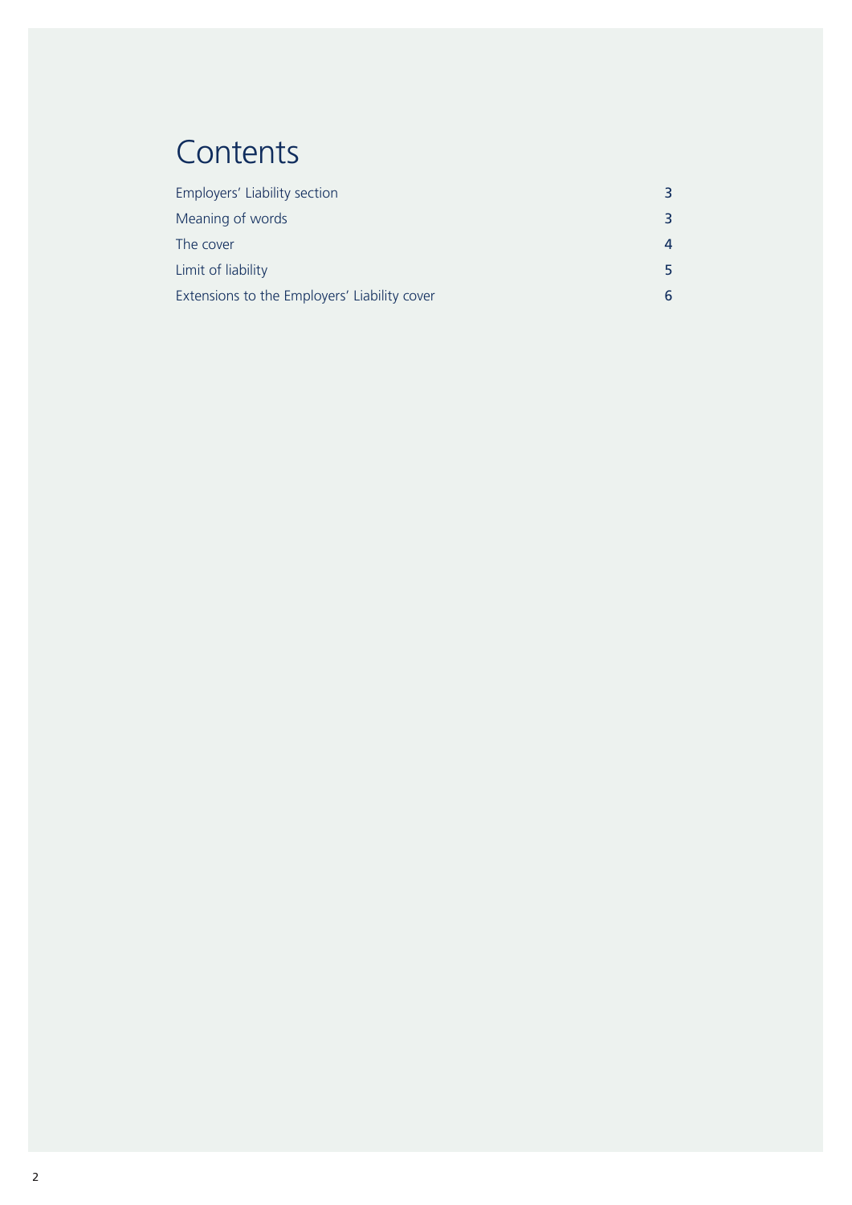# Contents

| | |
|---|---|
| Employers' Liability section | 3 |
| Meaning of words | 3 |
| The cover | 4 |
| Limit of liability | 5 |
| Extensions to the Employers' Liability cover | 6 |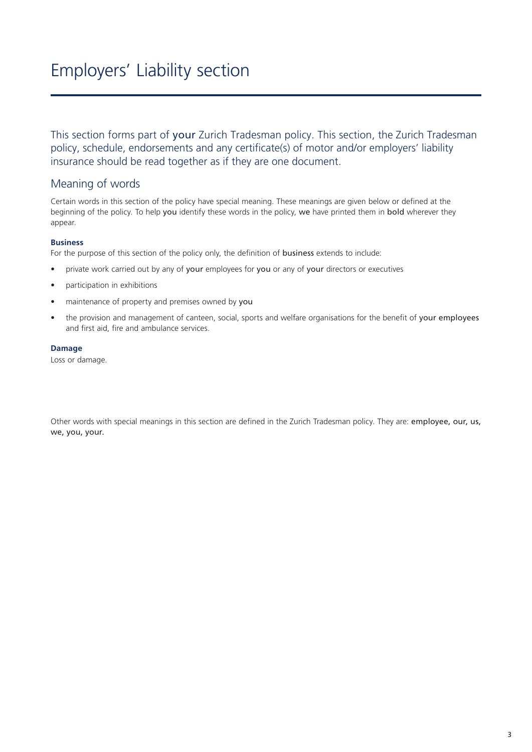# Employers' Liability section

This section forms part of **your** Zurich Tradesman policy. This section, the Zurich Tradesman policy, schedule, endorsements and any certificate(s) of motor and/or employers' liability insurance should be read together as if they are one document.

## Meaning of words

Certain words in this section of the policy have special meaning. These meanings are given below or defined at the beginning of the policy. To help **you** identify these words in the policy, **we** have printed them in **bold** wherever they appear.

### Business

For the purpose of this section of the policy only, the definition of **business** extends to include:

- private work carried out by any of **your** employees for **you** or any of **your** directors or executives
- participation in exhibitions
- maintenance of property and premises owned by **you**
- the provision and management of canteen, social, sports and welfare organisations for the benefit of **your employees** and first aid, fire and ambulance services.

### Damage

Loss or damage.

Other words with special meanings in this section are defined in the Zurich Tradesman policy. They are: **employee, our, us, we, you, your.**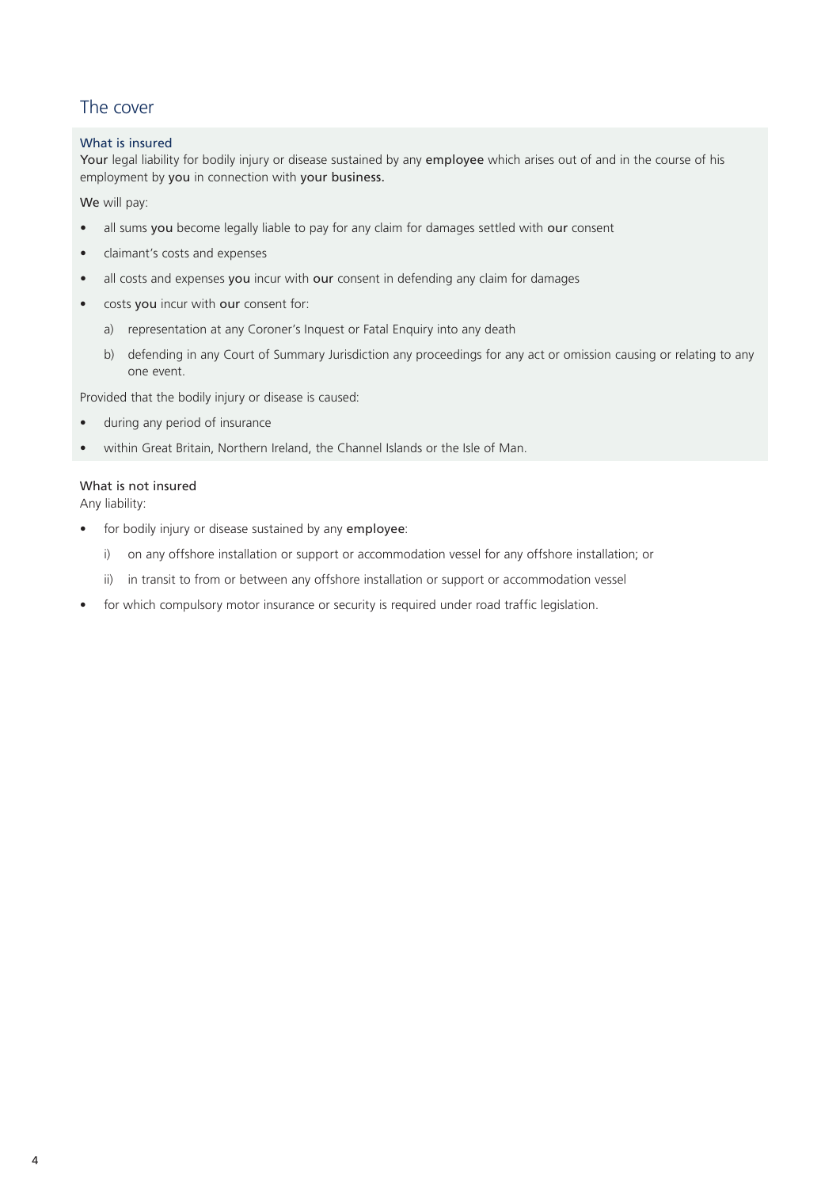## The cover

### What is insured

**Your** legal liability for bodily injury or disease sustained by any **employee** which arises out of and in the course of his employment by **you** in connection with **your business.**

**We** will pay:

- all sums **you** become legally liable to pay for any claim for damages settled with **our** consent
- claimant's costs and expenses
- all costs and expenses **you** incur with **our** consent in defending any claim for damages
- costs **you** incur with **our** consent for:
  - a) representation at any Coroner's Inquest or Fatal Enquiry into any death
  - b) defending in any Court of Summary Jurisdiction any proceedings for any act or omission causing or relating to any one event.

Provided that the bodily injury or disease is caused:

- during any period of insurance
- within Great Britain, Northern Ireland, the Channel Islands or the Isle of Man.

### What is not insured

Any liability:

- for bodily injury or disease sustained by any **employee**:
  - i) on any offshore installation or support or accommodation vessel for any offshore installation; or
  - ii) in transit to from or between any offshore installation or support or accommodation vessel
- for which compulsory motor insurance or security is required under road traffic legislation.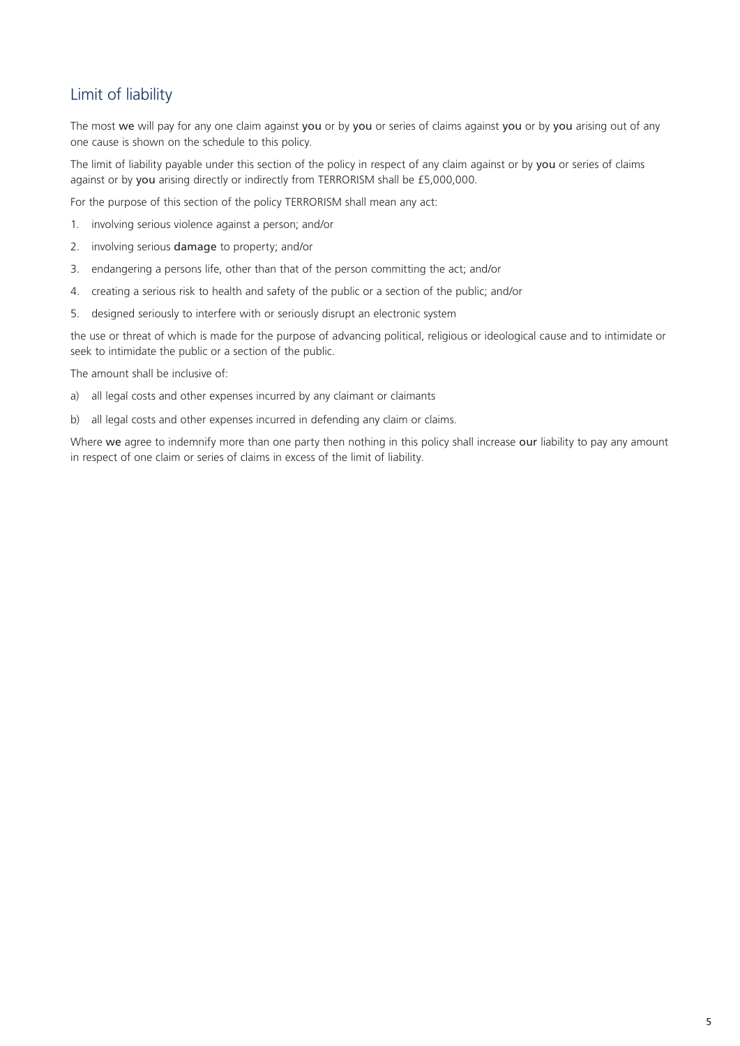## Limit of liability

The most **we** will pay for any one claim against **you** or by **you** or series of claims against **you** or by **you** arising out of any one cause is shown on the schedule to this policy.

The limit of liability payable under this section of the policy in respect of any claim against or by **you** or series of claims against or by **you** arising directly or indirectly from TERRORISM shall be £5,000,000.

For the purpose of this section of the policy TERRORISM shall mean any act:

1. involving serious violence against a person; and/or
2. involving serious **damage** to property; and/or
3. endangering a persons life, other than that of the person committing the act; and/or
4. creating a serious risk to health and safety of the public or a section of the public; and/or
5. designed seriously to interfere with or seriously disrupt an electronic system

the use or threat of which is made for the purpose of advancing political, religious or ideological cause and to intimidate or seek to intimidate the public or a section of the public.

The amount shall be inclusive of:

a) all legal costs and other expenses incurred by any claimant or claimants
b) all legal costs and other expenses incurred in defending any claim or claims.

Where **we** agree to indemnify more than one party then nothing in this policy shall increase **our** liability to pay any amount in respect of one claim or series of claims in excess of the limit of liability.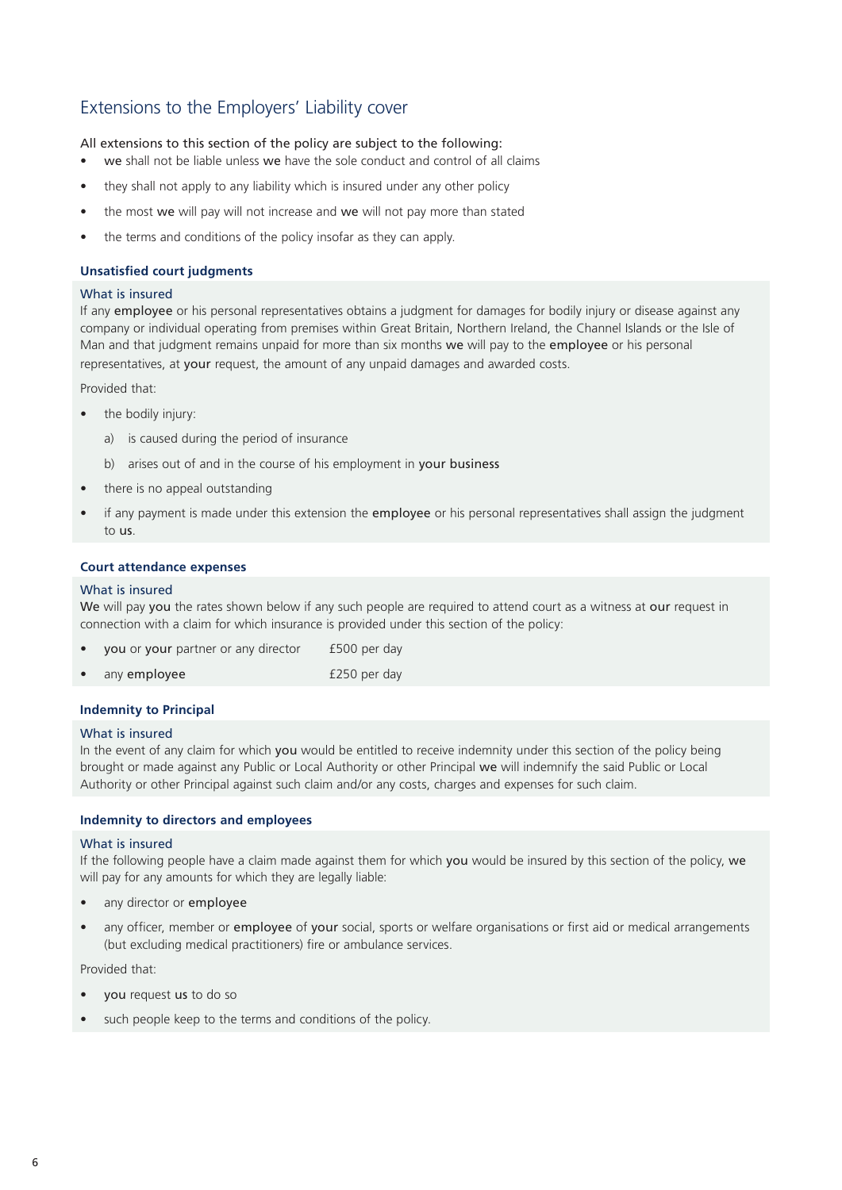## Extensions to the Employers' Liability cover

All extensions to this section of the policy are subject to the following:

- **we** shall not be liable unless **we** have the sole conduct and control of all claims
- they shall not apply to any liability which is insured under any other policy
- the most **we** will pay will not increase and **we** will not pay more than stated
- the terms and conditions of the policy insofar as they can apply.

### Unsatisfied court judgments

#### What is insured

If any **employee** or his personal representatives obtains a judgment for damages for bodily injury or disease against any company or individual operating from premises within Great Britain, Northern Ireland, the Channel Islands or the Isle of Man and that judgment remains unpaid for more than six months **we** will pay to the **employee** or his personal representatives, at **your** request, the amount of any unpaid damages and awarded costs.

Provided that:

- the bodily injury:
  - a) is caused during the period of insurance
  - b) arises out of and in the course of his employment in **your business**
- there is no appeal outstanding
- if any payment is made under this extension the **employee** or his personal representatives shall assign the judgment to **us**.

### Court attendance expenses

#### What is insured

**We** will pay **you** the rates shown below if any such people are required to attend court as a witness at **our** request in connection with a claim for which insurance is provided under this section of the policy:

- **you** or **your** partner or any director £500 per day
- any **employee** £250 per day

### Indemnity to Principal

#### What is insured

In the event of any claim for which **you** would be entitled to receive indemnity under this section of the policy being brought or made against any Public or Local Authority or other Principal **we** will indemnify the said Public or Local Authority or other Principal against such claim and/or any costs, charges and expenses for such claim.

### Indemnity to directors and employees

#### What is insured

If the following people have a claim made against them for which **you** would be insured by this section of the policy, **we** will pay for any amounts for which they are legally liable:

- any director or **employee**
- any officer, member or **employee** of **your** social, sports or welfare organisations or first aid or medical arrangements (but excluding medical practitioners) fire or ambulance services.

Provided that:

- **you** request **us** to do so
- such people keep to the terms and conditions of the policy.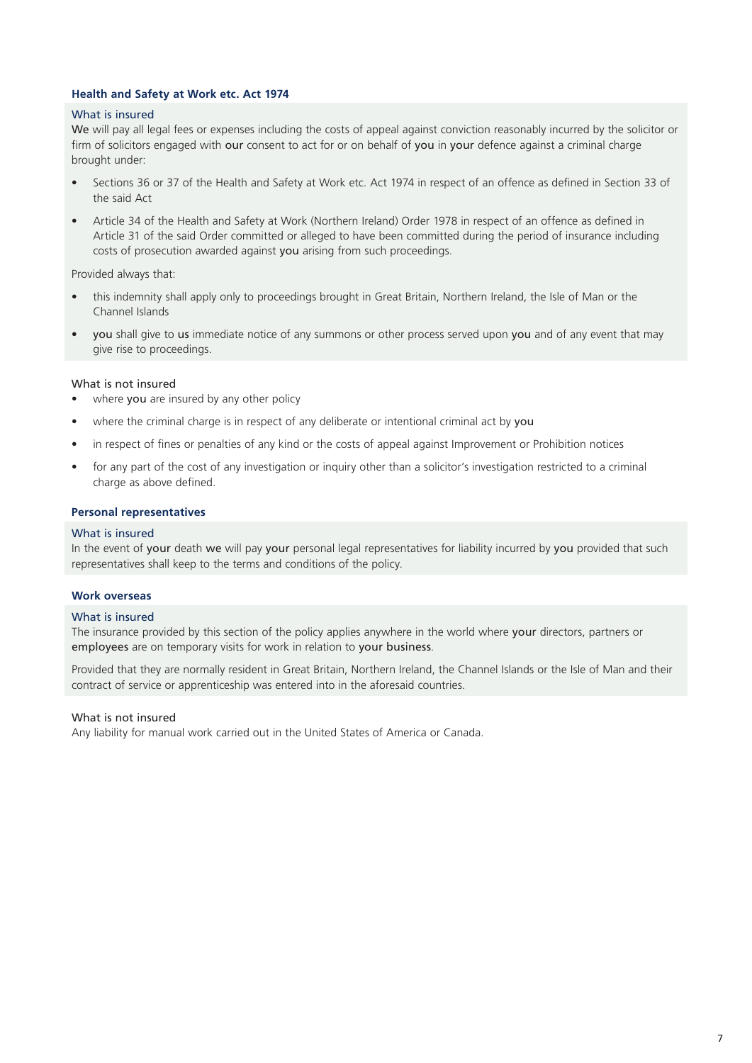### Health and Safety at Work etc. Act 1974

#### What is insured

**We** will pay all legal fees or expenses including the costs of appeal against conviction reasonably incurred by the solicitor or firm of solicitors engaged with **our** consent to act for or on behalf of **you** in **your** defence against a criminal charge brought under:

- Sections 36 or 37 of the Health and Safety at Work etc. Act 1974 in respect of an offence as defined in Section 33 of the said Act
- Article 34 of the Health and Safety at Work (Northern Ireland) Order 1978 in respect of an offence as defined in Article 31 of the said Order committed or alleged to have been committed during the period of insurance including costs of prosecution awarded against **you** arising from such proceedings.

Provided always that:

- this indemnity shall apply only to proceedings brought in Great Britain, Northern Ireland, the Isle of Man or the Channel Islands
- **you** shall give to **us** immediate notice of any summons or other process served upon **you** and of any event that may give rise to proceedings.

#### What is not insured

- where **you** are insured by any other policy
- where the criminal charge is in respect of any deliberate or intentional criminal act by **you**
- in respect of fines or penalties of any kind or the costs of appeal against Improvement or Prohibition notices
- for any part of the cost of any investigation or inquiry other than a solicitor's investigation restricted to a criminal charge as above defined.

### Personal representatives

#### What is insured

In the event of **your** death **we** will pay **your** personal legal representatives for liability incurred by **you** provided that such representatives shall keep to the terms and conditions of the policy.

### Work overseas

#### What is insured

The insurance provided by this section of the policy applies anywhere in the world where **your** directors, partners or **employees** are on temporary visits for work in relation to **your business**.

Provided that they are normally resident in Great Britain, Northern Ireland, the Channel Islands or the Isle of Man and their contract of service or apprenticeship was entered into in the aforesaid countries.

#### What is not insured

Any liability for manual work carried out in the United States of America or Canada.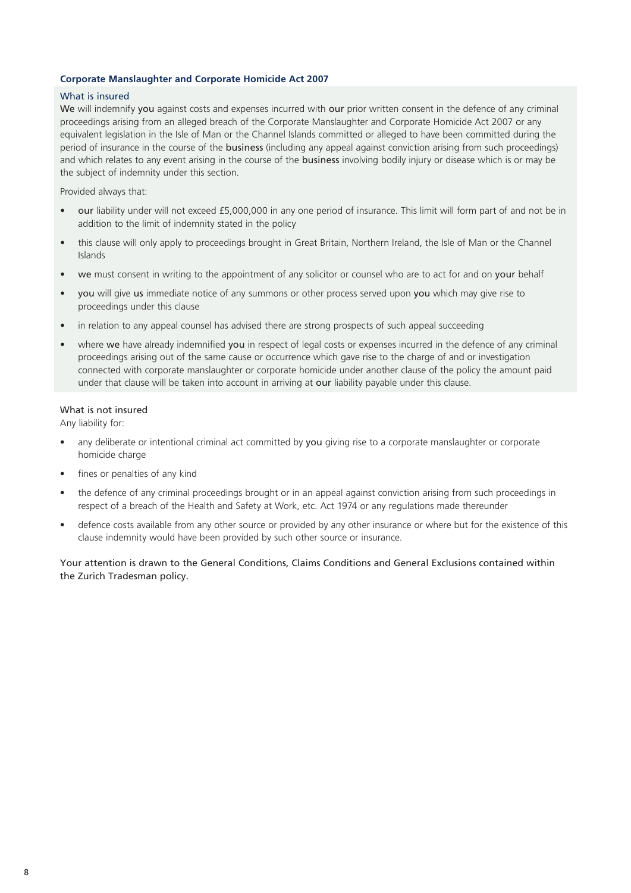### Corporate Manslaughter and Corporate Homicide Act 2007

#### What is insured

**We** will indemnify **you** against costs and expenses incurred with **our** prior written consent in the defence of any criminal proceedings arising from an alleged breach of the Corporate Manslaughter and Corporate Homicide Act 2007 or any equivalent legislation in the Isle of Man or the Channel Islands committed or alleged to have been committed during the period of insurance in the course of the **business** (including any appeal against conviction arising from such proceedings) and which relates to any event arising in the course of the **business** involving bodily injury or disease which is or may be the subject of indemnity under this section.

Provided always that:

- **our** liability under will not exceed £5,000,000 in any one period of insurance. This limit will form part of and not be in addition to the limit of indemnity stated in the policy
- this clause will only apply to proceedings brought in Great Britain, Northern Ireland, the Isle of Man or the Channel Islands
- **we** must consent in writing to the appointment of any solicitor or counsel who are to act for and on **your** behalf
- **you** will give **us** immediate notice of any summons or other process served upon **you** which may give rise to proceedings under this clause
- in relation to any appeal counsel has advised there are strong prospects of such appeal succeeding
- where **we** have already indemnified **you** in respect of legal costs or expenses incurred in the defence of any criminal proceedings arising out of the same cause or occurrence which gave rise to the charge of and or investigation connected with corporate manslaughter or corporate homicide under another clause of the policy the amount paid under that clause will be taken into account in arriving at **our** liability payable under this clause.

#### What is not insured

Any liability for:

- any deliberate or intentional criminal act committed by **you** giving rise to a corporate manslaughter or corporate homicide charge
- fines or penalties of any kind
- the defence of any criminal proceedings brought or in an appeal against conviction arising from such proceedings in respect of a breach of the Health and Safety at Work, etc. Act 1974 or any regulations made thereunder
- defence costs available from any other source or provided by any other insurance or where but for the existence of this clause indemnity would have been provided by such other source or insurance.

Your attention is drawn to the General Conditions, Claims Conditions and General Exclusions contained within the Zurich Tradesman policy.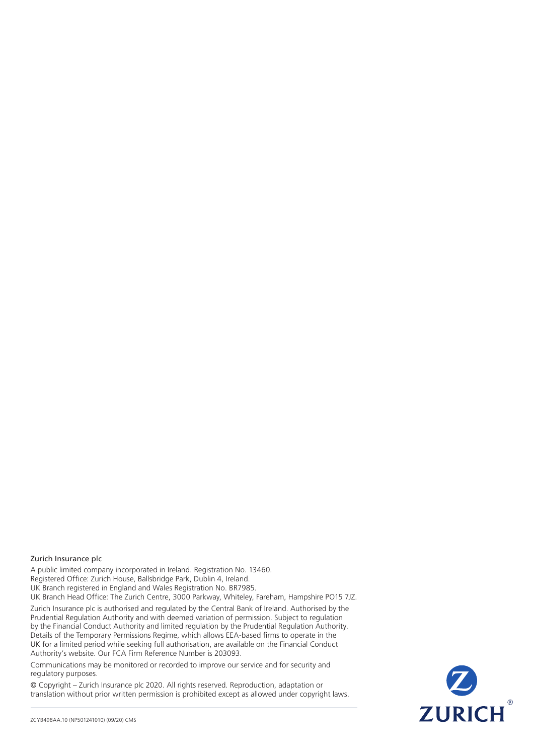Zurich Insurance plc

A public limited company incorporated in Ireland. Registration No. 13460.
Registered Office: Zurich House, Ballsbridge Park, Dublin 4, Ireland.
UK Branch registered in England and Wales Registration No. BR7985.
UK Branch Head Office: The Zurich Centre, 3000 Parkway, Whiteley, Fareham, Hampshire PO15 7JZ.

Zurich Insurance plc is authorised and regulated by the Central Bank of Ireland. Authorised by the Prudential Regulation Authority and with deemed variation of permission. Subject to regulation by the Financial Conduct Authority and limited regulation by the Prudential Regulation Authority. Details of the Temporary Permissions Regime, which allows EEA-based firms to operate in the UK for a limited period while seeking full authorisation, are available on the Financial Conduct Authority's website. Our FCA Firm Reference Number is 203093.

Communications may be monitored or recorded to improve our service and for security and regulatory purposes.

© Copyright – Zurich Insurance plc 2020. All rights reserved. Reproduction, adaptation or translation without prior written permission is prohibited except as allowed under copyright laws.

ZCYB498AA.10 (NP501241010) (09/20) CMS

ZURICH®